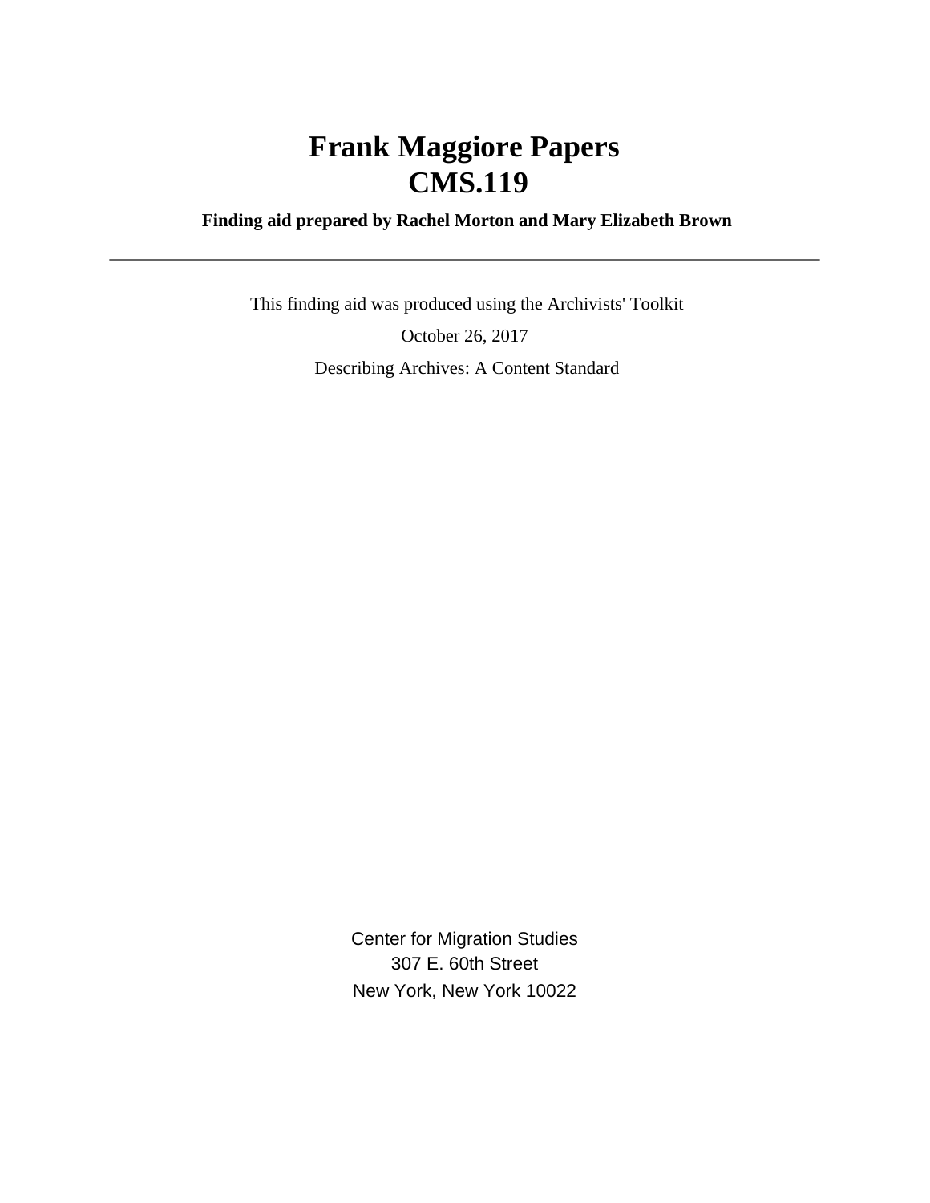# Frank Maggiore Papers
# CMS.119

**Finding aid prepared by Rachel Morton and Mary Elizabeth Brown**

---

This finding aid was produced using the Archivists' Toolkit

October 26, 2017

Describing Archives: A Content Standard

Center for Migration Studies
307 E. 60th Street
New York, New York 10022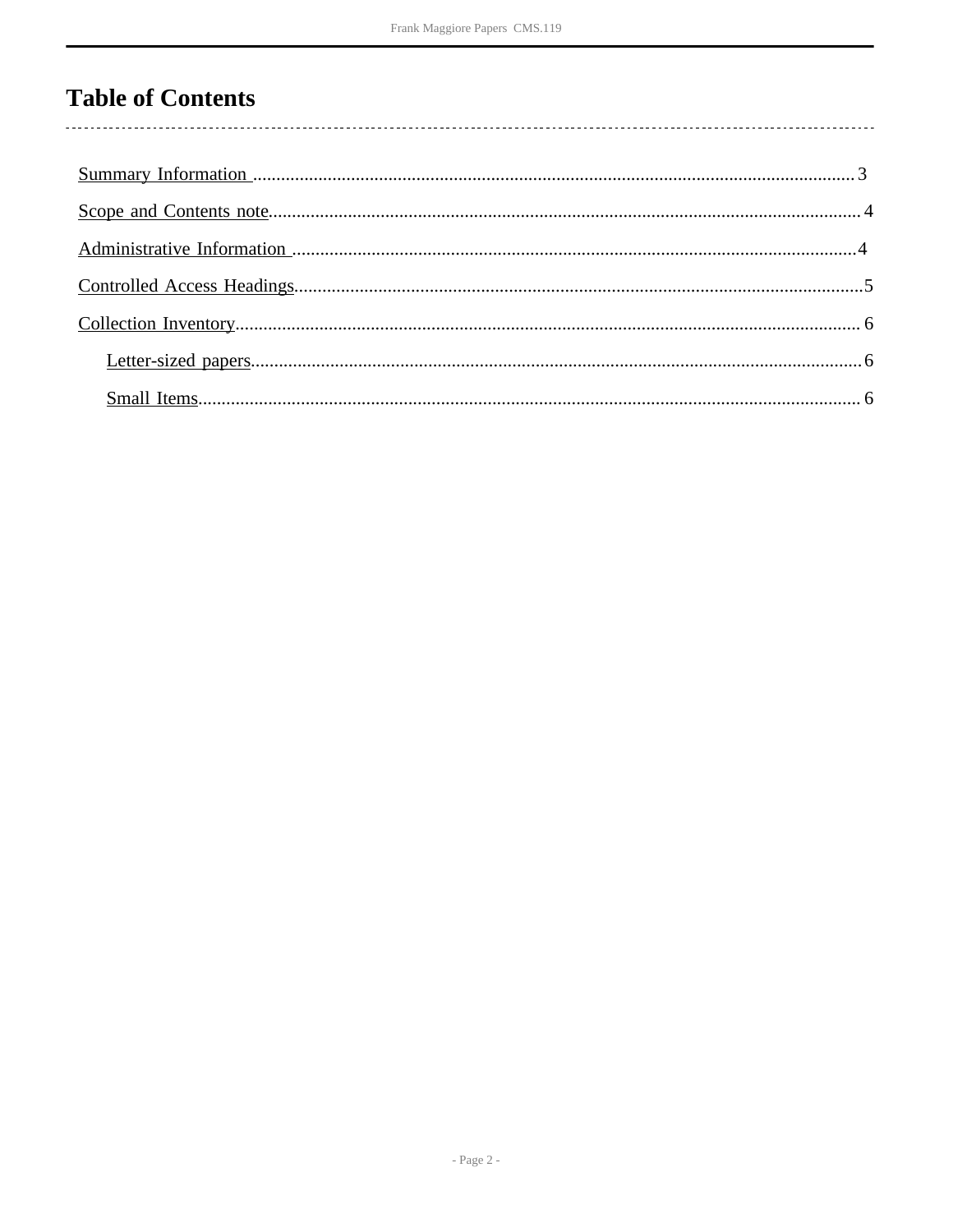# Table of Contents

- Summary Information ........................................ 3
- Scope and Contents note ........................................ 4
- Administrative Information ........................................ 4
- Controlled Access Headings ........................................ 5
- Collection Inventory ........................................ 6
  - Letter-sized papers ........................................ 6
  - Small Items ........................................ 6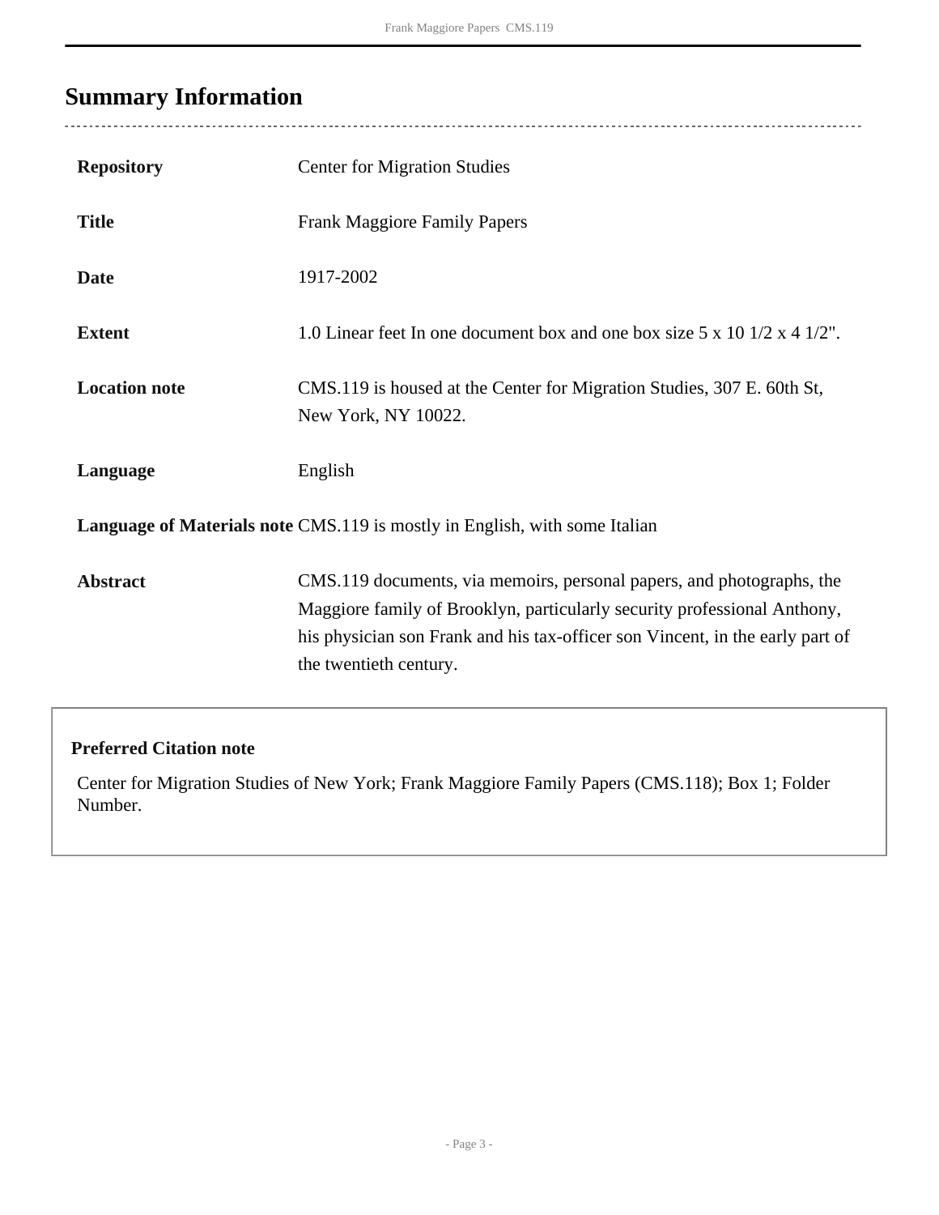## Summary Information

| | |
|---|---|
| **Repository** | Center for Migration Studies |
| **Title** | Frank Maggiore Family Papers |
| **Date** | 1917-2002 |
| **Extent** | 1.0 Linear feet In one document box and one box size 5 x 10 1/2 x 4 1/2". |
| **Location note** | CMS.119 is housed at the Center for Migration Studies, 307 E. 60th St, New York, NY 10022. |
| **Language** | English |
| **Language of Materials note** | CMS.119 is mostly in English, with some Italian |
| **Abstract** | CMS.119 documents, via memoirs, personal papers, and photographs, the Maggiore family of Brooklyn, particularly security professional Anthony, his physician son Frank and his tax-officer son Vincent, in the early part of the twentieth century. |

**Preferred Citation note**

Center for Migration Studies of New York; Frank Maggiore Family Papers (CMS.118); Box 1; Folder Number.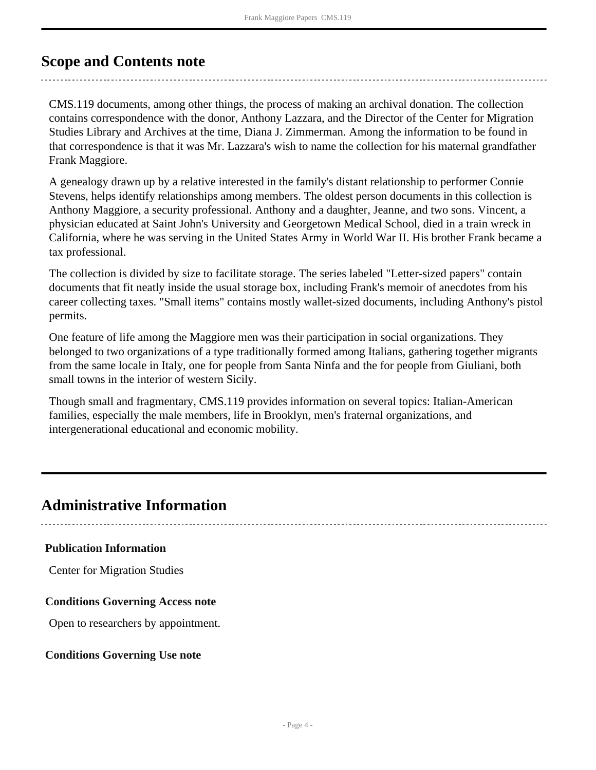## Scope and Contents note

CMS.119 documents, among other things, the process of making an archival donation. The collection contains correspondence with the donor, Anthony Lazzara, and the Director of the Center for Migration Studies Library and Archives at the time, Diana J. Zimmerman. Among the information to be found in that correspondence is that it was Mr. Lazzara's wish to name the collection for his maternal grandfather Frank Maggiore.

A genealogy drawn up by a relative interested in the family's distant relationship to performer Connie Stevens, helps identify relationships among members. The oldest person documents in this collection is Anthony Maggiore, a security professional. Anthony and a daughter, Jeanne, and two sons. Vincent, a physician educated at Saint John's University and Georgetown Medical School, died in a train wreck in California, where he was serving in the United States Army in World War II. His brother Frank became a tax professional.

The collection is divided by size to facilitate storage. The series labeled "Letter-sized papers" contain documents that fit neatly inside the usual storage box, including Frank's memoir of anecdotes from his career collecting taxes. "Small items" contains mostly wallet-sized documents, including Anthony's pistol permits.

One feature of life among the Maggiore men was their participation in social organizations. They belonged to two organizations of a type traditionally formed among Italians, gathering together migrants from the same locale in Italy, one for people from Santa Ninfa and the for people from Giuliani, both small towns in the interior of western Sicily.

Though small and fragmentary, CMS.119 provides information on several topics: Italian-American families, especially the male members, life in Brooklyn, men's fraternal organizations, and intergenerational educational and economic mobility.

## Administrative Information

### Publication Information

Center for Migration Studies

### Conditions Governing Access note

Open to researchers by appointment.

### Conditions Governing Use note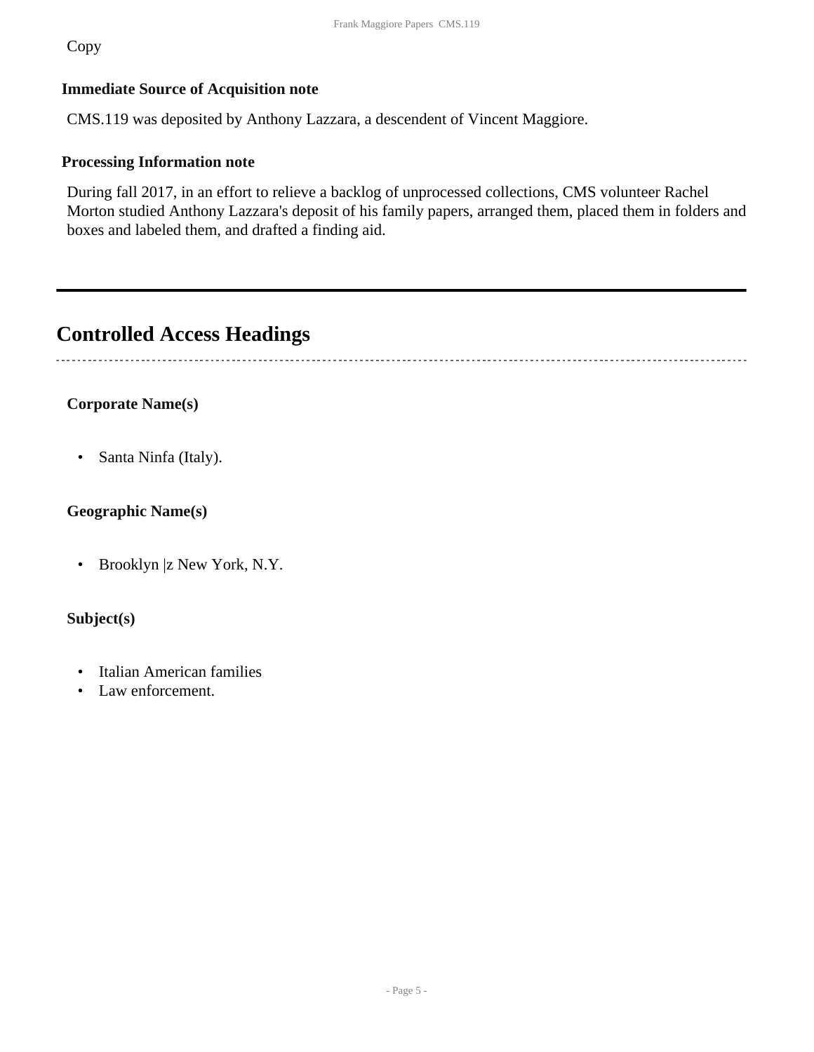Copy

**Immediate Source of Acquisition note**

CMS.119 was deposited by Anthony Lazzara, a descendent of Vincent Maggiore.

**Processing Information note**

During fall 2017, in an effort to relieve a backlog of unprocessed collections, CMS volunteer Rachel Morton studied Anthony Lazzara's deposit of his family papers, arranged them, placed them in folders and boxes and labeled them, and drafted a finding aid.

---

## Controlled Access Headings

**Corporate Name(s)**

- Santa Ninfa (Italy).

**Geographic Name(s)**

- Brooklyn |z New York, N.Y.

**Subject(s)**

- Italian American families
- Law enforcement.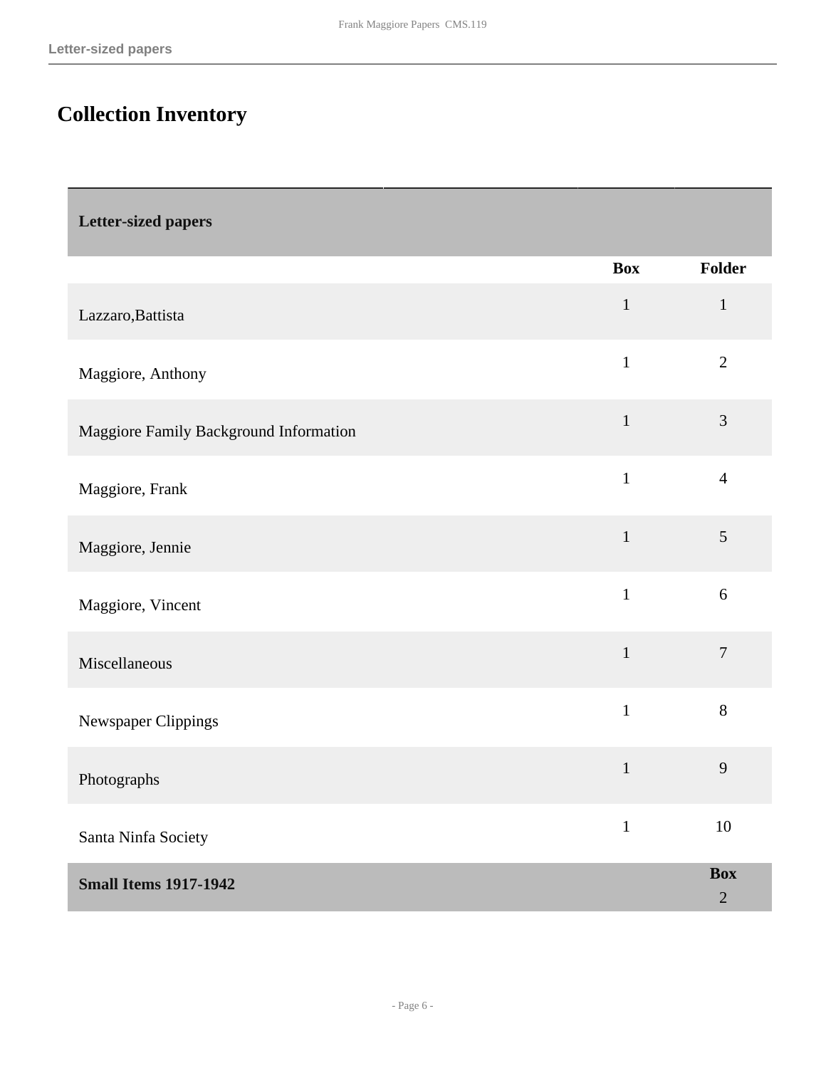## Collection Inventory

| Letter-sized papers | | |
|---|---|---|
| | **Box** | **Folder** |
| Lazzaro,Battista | 1 | 1 |
| Maggiore, Anthony | 1 | 2 |
| Maggiore Family Background Information | 1 | 3 |
| Maggiore, Frank | 1 | 4 |
| Maggiore, Jennie | 1 | 5 |
| Maggiore, Vincent | 1 | 6 |
| Miscellaneous | 1 | 7 |
| Newspaper Clippings | 1 | 8 |
| Photographs | 1 | 9 |
| Santa Ninfa Society | 1 | 10 |
| **Small Items 1917-1942** | | **Box** 2 |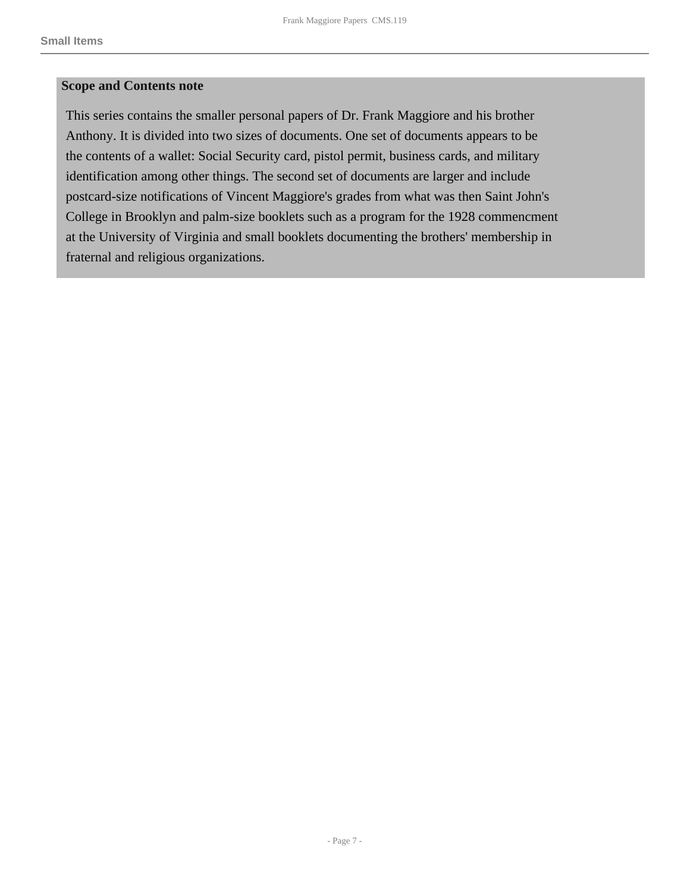## Small Items

**Scope and Contents note**

This series contains the smaller personal papers of Dr. Frank Maggiore and his brother Anthony. It is divided into two sizes of documents. One set of documents appears to be the contents of a wallet: Social Security card, pistol permit, business cards, and military identification among other things. The second set of documents are larger and include postcard-size notifications of Vincent Maggiore's grades from what was then Saint John's College in Brooklyn and palm-size booklets such as a program for the 1928 commencment at the University of Virginia and small booklets documenting the brothers' membership in fraternal and religious organizations.